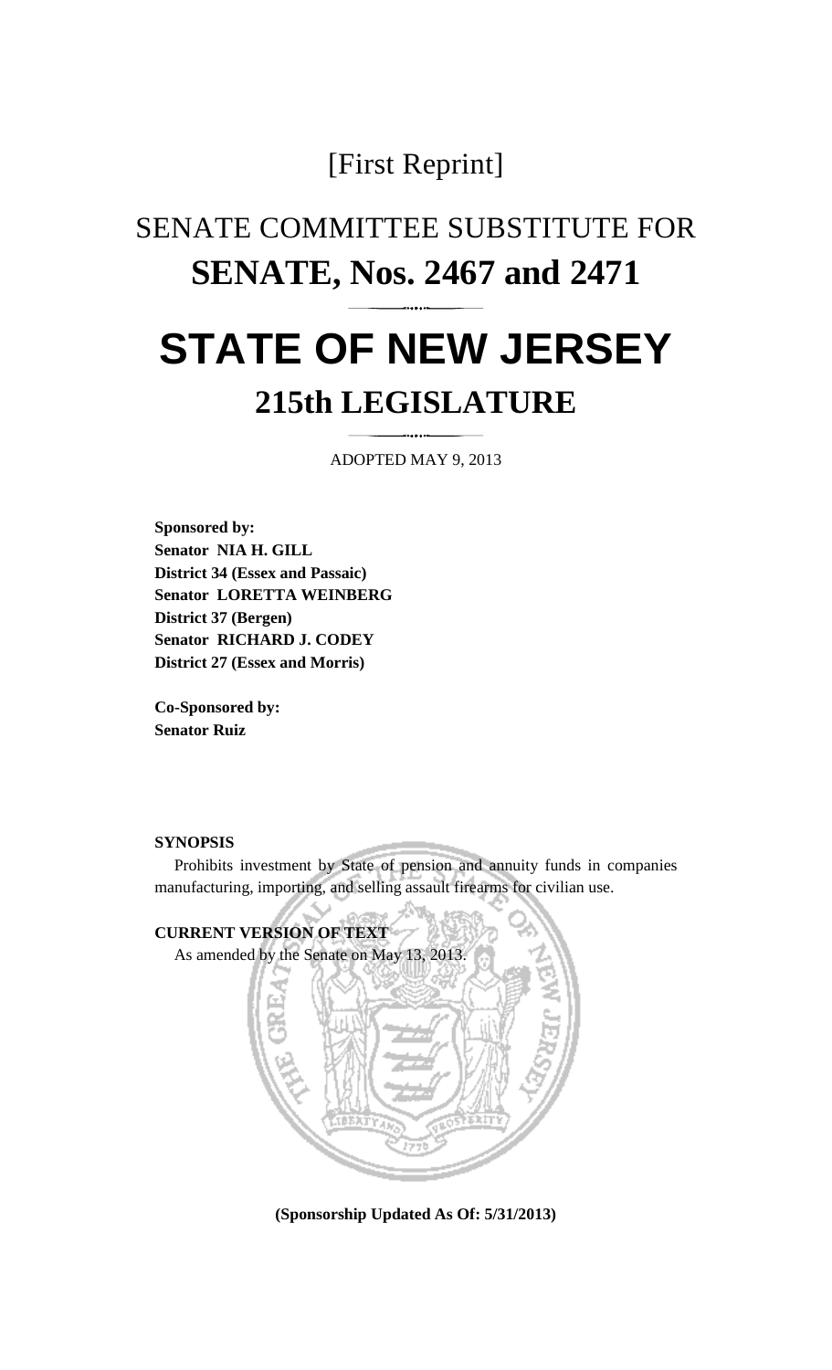[First Reprint]

# SENATE COMMITTEE SUBSTITUTE FOR **SENATE, Nos. 2467 and 2471**

# STATE OF NEW JERSEY

## 215th LEGISLATURE

ADOPTED MAY 9, 2013

**Sponsored by:**
**Senator NIA H. GILL**
**District 34 (Essex and Passaic)**
**Senator LORETTA WEINBERG**
**District 37 (Bergen)**
**Senator RICHARD J. CODEY**
**District 27 (Essex and Morris)**

**Co-Sponsored by:**
**Senator Ruiz**

**SYNOPSIS**

Prohibits investment by State of pension and annuity funds in companies manufacturing, importing, and selling assault firearms for civilian use.

**CURRENT VERSION OF TEXT**

As amended by the Senate on May 13, 2013.

**(Sponsorship Updated As Of: 5/31/2013)**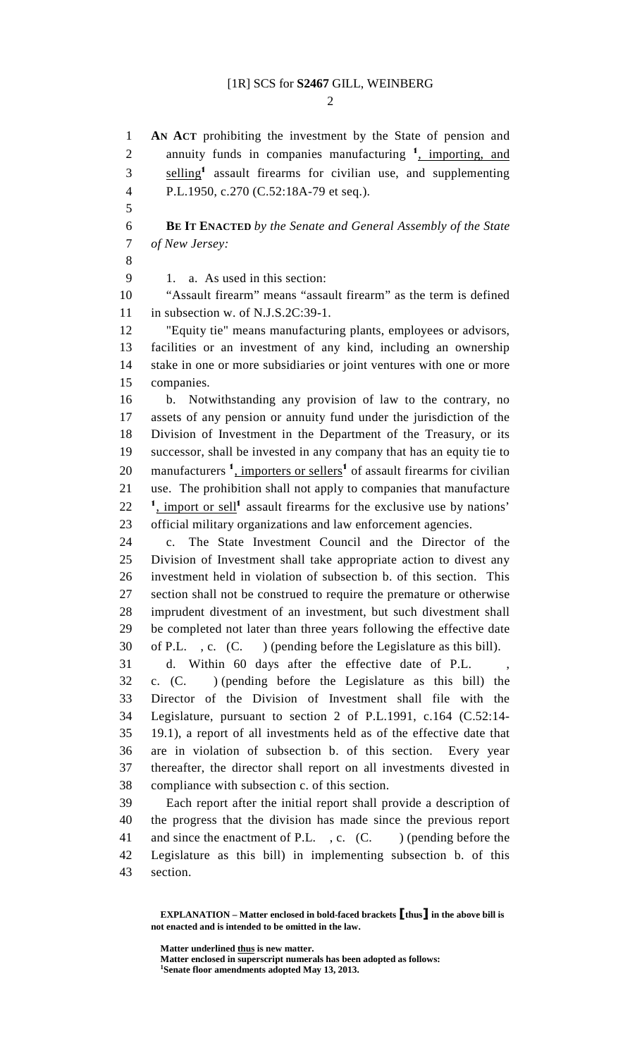**AN ACT** prohibiting the investment by the State of pension and annuity funds in companies manufacturing [1], importing, and selling[1] assault firearms for civilian use, and supplementing P.L.1950, c.270 (C.52:18A-79 et seq.).

**BE IT ENACTED** *by the Senate and General Assembly of the State of New Jersey:*

1. a. As used in this section:

"Assault firearm" means "assault firearm" as the term is defined in subsection w. of N.J.S.2C:39-1.

"Equity tie" means manufacturing plants, employees or advisors, facilities or an investment of any kind, including an ownership stake in one or more subsidiaries or joint ventures with one or more companies.

b. Notwithstanding any provision of law to the contrary, no assets of any pension or annuity fund under the jurisdiction of the Division of Investment in the Department of the Treasury, or its successor, shall be invested in any company that has an equity tie to manufacturers [1], importers or sellers[1] of assault firearms for civilian use. The prohibition shall not apply to companies that manufacture [1], import or sell[1] assault firearms for the exclusive use by nations' official military organizations and law enforcement agencies.

c. The State Investment Council and the Director of the Division of Investment shall take appropriate action to divest any investment held in violation of subsection b. of this section. This section shall not be construed to require the premature or otherwise imprudent divestment of an investment, but such divestment shall be completed not later than three years following the effective date of P.L. , c. (C. ) (pending before the Legislature as this bill).

d. Within 60 days after the effective date of P.L. , c. (C. ) (pending before the Legislature as this bill) the Director of the Division of Investment shall file with the Legislature, pursuant to section 2 of P.L.1991, c.164 (C.52:14-19.1), a report of all investments held as of the effective date that are in violation of subsection b. of this section. Every year thereafter, the director shall report on all investments divested in compliance with subsection c. of this section.

Each report after the initial report shall provide a description of the progress that the division has made since the previous report and since the enactment of P.L. , c. (C. ) (pending before the Legislature as this bill) in implementing subsection b. of this section.

**EXPLANATION – Matter enclosed in bold-faced brackets [thus] in the above bill is not enacted and is intended to be omitted in the law.**

**Matter underlined thus is new matter.**
**Matter enclosed in superscript numerals has been adopted as follows:**
**[1]Senate floor amendments adopted May 13, 2013.**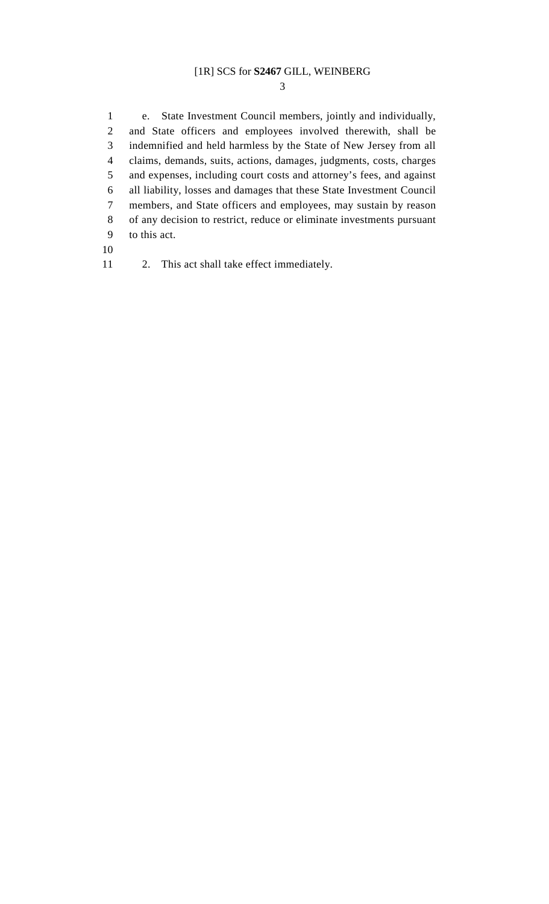e. State Investment Council members, jointly and individually, and State officers and employees involved therewith, shall be indemnified and held harmless by the State of New Jersey from all claims, demands, suits, actions, damages, judgments, costs, charges and expenses, including court costs and attorney's fees, and against all liability, losses and damages that these State Investment Council members, and State officers and employees, may sustain by reason of any decision to restrict, reduce or eliminate investments pursuant to this act.

2. This act shall take effect immediately.